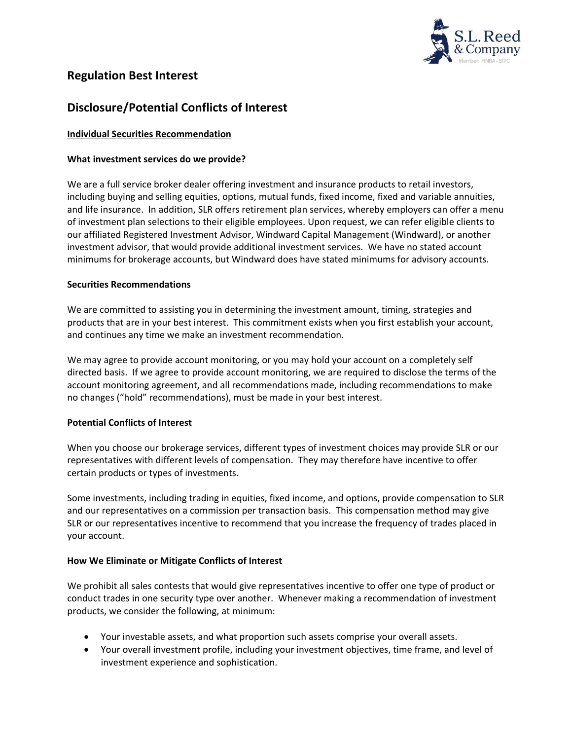## Regulation Best Interest

## Disclosure/Potential Conflicts of Interest

**Individual Securities Recommendation**

### What investment services do we provide?

We are a full service broker dealer offering investment and insurance products to retail investors, including buying and selling equities, options, mutual funds, fixed income, fixed and variable annuities, and life insurance. In addition, SLR offers retirement plan services, whereby employers can offer a menu of investment plan selections to their eligible employees. Upon request, we can refer eligible clients to our affiliated Registered Investment Advisor, Windward Capital Management (Windward), or another investment advisor, that would provide additional investment services. We have no stated account minimums for brokerage accounts, but Windward does have stated minimums for advisory accounts.

### Securities Recommendations

We are committed to assisting you in determining the investment amount, timing, strategies and products that are in your best interest. This commitment exists when you first establish your account, and continues any time we make an investment recommendation.

We may agree to provide account monitoring, or you may hold your account on a completely self directed basis. If we agree to provide account monitoring, we are required to disclose the terms of the account monitoring agreement, and all recommendations made, including recommendations to make no changes ("hold" recommendations), must be made in your best interest.

### Potential Conflicts of Interest

When you choose our brokerage services, different types of investment choices may provide SLR or our representatives with different levels of compensation. They may therefore have incentive to offer certain products or types of investments.

Some investments, including trading in equities, fixed income, and options, provide compensation to SLR and our representatives on a commission per transaction basis. This compensation method may give SLR or our representatives incentive to recommend that you increase the frequency of trades placed in your account.

### How We Eliminate or Mitigate Conflicts of Interest

We prohibit all sales contests that would give representatives incentive to offer one type of product or conduct trades in one security type over another. Whenever making a recommendation of investment products, we consider the following, at minimum:

- Your investable assets, and what proportion such assets comprise your overall assets.
- Your overall investment profile, including your investment objectives, time frame, and level of investment experience and sophistication.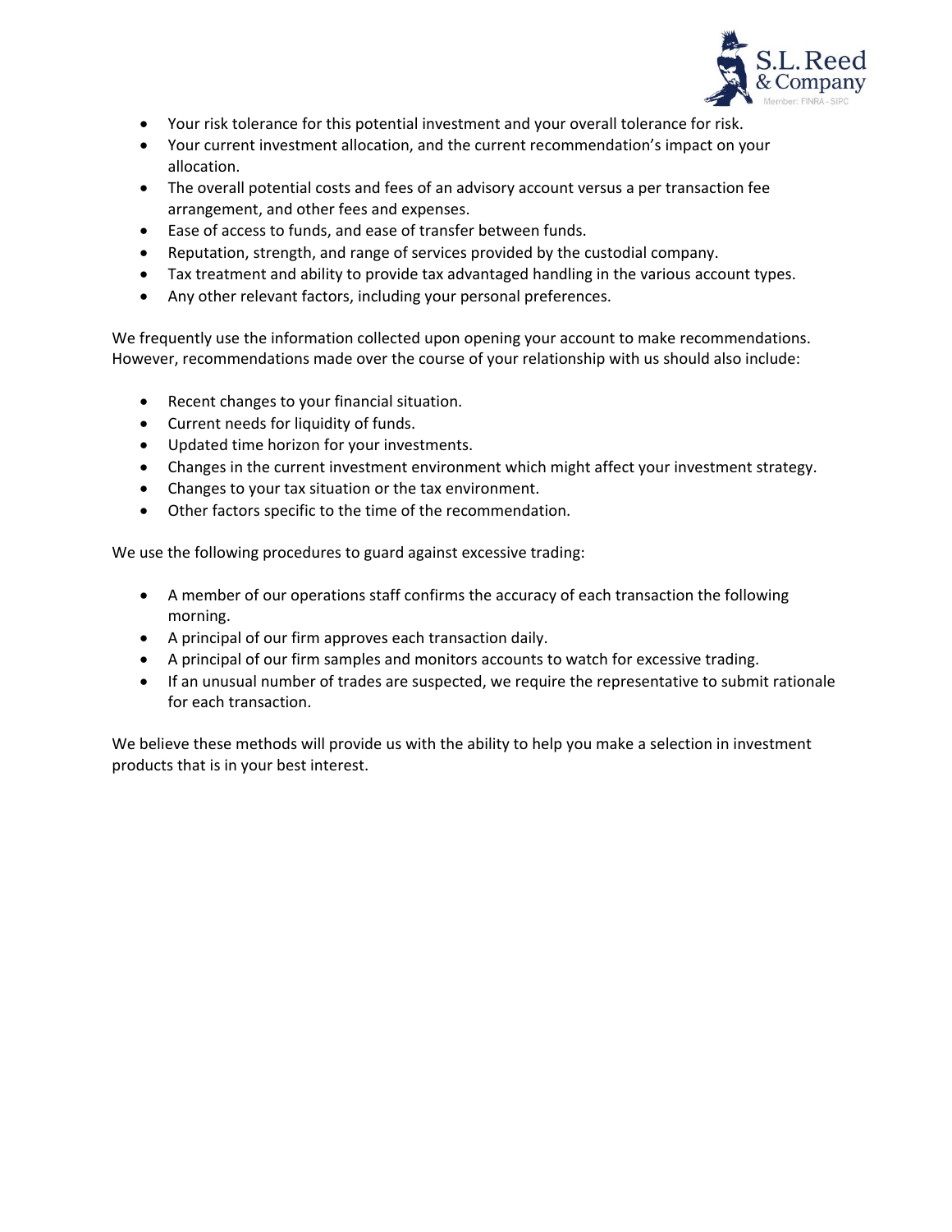- Your risk tolerance for this potential investment and your overall tolerance for risk.
- Your current investment allocation, and the current recommendation's impact on your allocation.
- The overall potential costs and fees of an advisory account versus a per transaction fee arrangement, and other fees and expenses.
- Ease of access to funds, and ease of transfer between funds.
- Reputation, strength, and range of services provided by the custodial company.
- Tax treatment and ability to provide tax advantaged handling in the various account types.
- Any other relevant factors, including your personal preferences.

We frequently use the information collected upon opening your account to make recommendations. However, recommendations made over the course of your relationship with us should also include:

- Recent changes to your financial situation.
- Current needs for liquidity of funds.
- Updated time horizon for your investments.
- Changes in the current investment environment which might affect your investment strategy.
- Changes to your tax situation or the tax environment.
- Other factors specific to the time of the recommendation.

We use the following procedures to guard against excessive trading:

- A member of our operations staff confirms the accuracy of each transaction the following morning.
- A principal of our firm approves each transaction daily.
- A principal of our firm samples and monitors accounts to watch for excessive trading.
- If an unusual number of trades are suspected, we require the representative to submit rationale for each transaction.

We believe these methods will provide us with the ability to help you make a selection in investment products that is in your best interest.